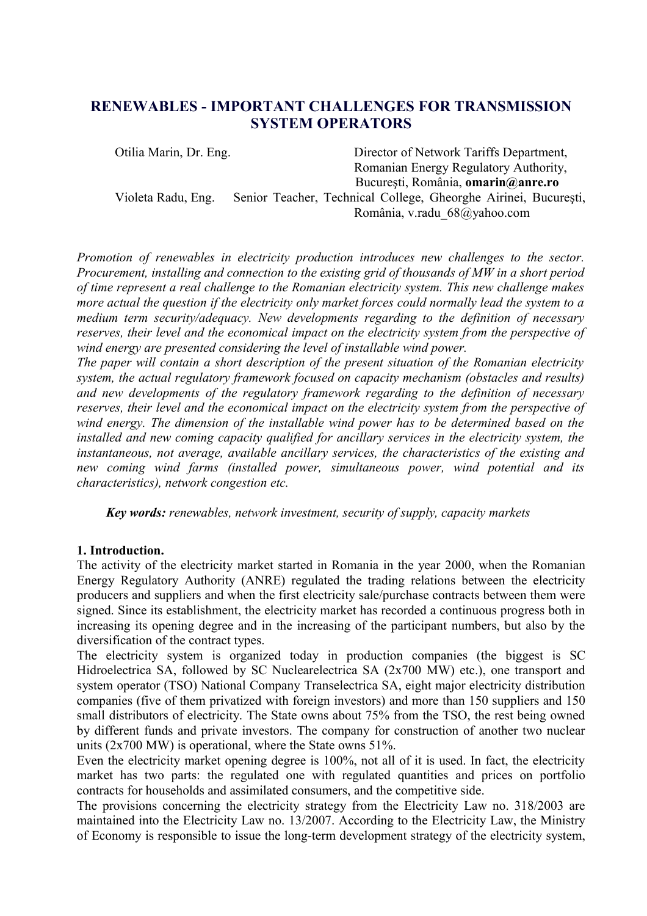# RENEWABLES - IMPORTANT CHALLENGES FOR TRANSMISSION SYSTEM OPERATORS

Otilia Marin, Dr. Eng. — Director of Network Tariffs Department, Romanian Energy Regulatory Authority, Bucureşti, România, **omarin@anre.ro**

Violeta Radu, Eng. — Senior Teacher, Technical College, Gheorghe Airinei, Bucureşti, România, v.radu_68@yahoo.com

*Promotion of renewables in electricity production introduces new challenges to the sector. Procurement, installing and connection to the existing grid of thousands of MW in a short period of time represent a real challenge to the Romanian electricity system. This new challenge makes more actual the question if the electricity only market forces could normally lead the system to a medium term security/adequacy. New developments regarding to the definition of necessary reserves, their level and the economical impact on the electricity system from the perspective of wind energy are presented considering the level of installable wind power.*

*The paper will contain a short description of the present situation of the Romanian electricity system, the actual regulatory framework focused on capacity mechanism (obstacles and results) and new developments of the regulatory framework regarding to the definition of necessary reserves, their level and the economical impact on the electricity system from the perspective of wind energy. The dimension of the installable wind power has to be determined based on the installed and new coming capacity qualified for ancillary services in the electricity system, the instantaneous, not average, available ancillary services, the characteristics of the existing and new coming wind farms (installed power, simultaneous power, wind potential and its characteristics), network congestion etc.*

***Key words:*** *renewables, network investment, security of supply, capacity markets*

## 1. Introduction.

The activity of the electricity market started in Romania in the year 2000, when the Romanian Energy Regulatory Authority (ANRE) regulated the trading relations between the electricity producers and suppliers and when the first electricity sale/purchase contracts between them were signed. Since its establishment, the electricity market has recorded a continuous progress both in increasing its opening degree and in the increasing of the participant numbers, but also by the diversification of the contract types.

The electricity system is organized today in production companies (the biggest is SC Hidroelectrica SA, followed by SC Nuclearelectrica SA (2x700 MW) etc.), one transport and system operator (TSO) National Company Transelectrica SA, eight major electricity distribution companies (five of them privatized with foreign investors) and more than 150 suppliers and 150 small distributors of electricity. The State owns about 75% from the TSO, the rest being owned by different funds and private investors. The company for construction of another two nuclear units (2x700 MW) is operational, where the State owns 51%.

Even the electricity market opening degree is 100%, not all of it is used. In fact, the electricity market has two parts: the regulated one with regulated quantities and prices on portfolio contracts for households and assimilated consumers, and the competitive side.

The provisions concerning the electricity strategy from the Electricity Law no. 318/2003 are maintained into the Electricity Law no. 13/2007. According to the Electricity Law, the Ministry of Economy is responsible to issue the long-term development strategy of the electricity system,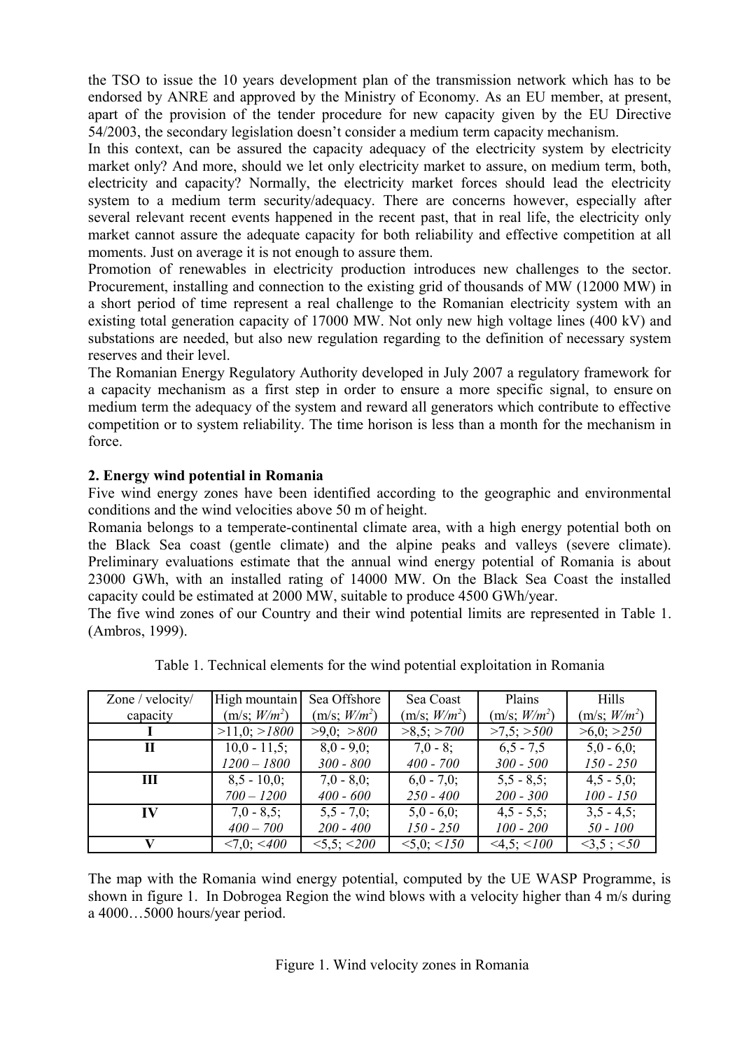the TSO to issue the 10 years development plan of the transmission network which has to be endorsed by ANRE and approved by the Ministry of Economy. As an EU member, at present, apart of the provision of the tender procedure for new capacity given by the EU Directive 54/2003, the secondary legislation doesn't consider a medium term capacity mechanism.

In this context, can be assured the capacity adequacy of the electricity system by electricity market only? And more, should we let only electricity market to assure, on medium term, both, electricity and capacity? Normally, the electricity market forces should lead the electricity system to a medium term security/adequacy. There are concerns however, especially after several relevant recent events happened in the recent past, that in real life, the electricity only market cannot assure the adequate capacity for both reliability and effective competition at all moments. Just on average it is not enough to assure them.

Promotion of renewables in electricity production introduces new challenges to the sector. Procurement, installing and connection to the existing grid of thousands of MW (12000 MW) in a short period of time represent a real challenge to the Romanian electricity system with an existing total generation capacity of 17000 MW. Not only new high voltage lines (400 kV) and substations are needed, but also new regulation regarding to the definition of necessary system reserves and their level.

The Romanian Energy Regulatory Authority developed in July 2007 a regulatory framework for a capacity mechanism as a first step in order to ensure a more specific signal, to ensure on medium term the adequacy of the system and reward all generators which contribute to effective competition or to system reliability. The time horison is less than a month for the mechanism in force.

## 2. Energy wind potential in Romania

Five wind energy zones have been identified according to the geographic and environmental conditions and the wind velocities above 50 m of height.

Romania belongs to a temperate-continental climate area, with a high energy potential both on the Black Sea coast (gentle climate) and the alpine peaks and valleys (severe climate). Preliminary evaluations estimate that the annual wind energy potential of Romania is about 23000 GWh, with an installed rating of 14000 MW. On the Black Sea Coast the installed capacity could be estimated at 2000 MW, suitable to produce 4500 GWh/year.

The five wind zones of our Country and their wind potential limits are represented in Table 1. (Ambros, 1999).

Table 1. Technical elements for the wind potential exploitation in Romania

| Zone / velocity/ capacity | High mountain (m/s; *W/m²*) | Sea Offshore (m/s; *W/m²*) | Sea Coast (m/s; *W/m²*) | Plains (m/s; *W/m²*) | Hills (m/s; *W/m²*) |
|---|---|---|---|---|---|
| **I** | >11,0; *>1800* | >9,0; *>800* | >8,5; *>700* | >7,5; *>500* | >6,0; *>250* |
| **II** | 10,0 - 11,5; *1200 – 1800* | 8,0 - 9,0; *300 - 800* | 7,0 - 8; *400 - 700* | 6,5 - 7,5 *300 - 500* | 5,0 - 6,0; *150 - 250* |
| **III** | 8,5 - 10,0; *700 – 1200* | 7,0 - 8,0; *400 - 600* | 6,0 - 7,0; *250 - 400* | 5,5 - 8,5; *200 - 300* | 4,5 - 5,0; *100 - 150* |
| **IV** | 7,0 - 8,5; *400 – 700* | 5,5 - 7,0; *200 - 400* | 5,0 - 6,0; *150 - 250* | 4,5 - 5,5; *100 - 200* | 3,5 - 4,5; *50 - 100* |
| **V** | <7,0; *<400* | <5,5; *<200* | <5,0; *<150* | <4,5; *<100* | <3,5 ; *<50* |

The map with the Romania wind energy potential, computed by the UE WASP Programme, is shown in figure 1. In Dobrogea Region the wind blows with a velocity higher than 4 m/s during a 4000…5000 hours/year period.

Figure 1. Wind velocity zones in Romania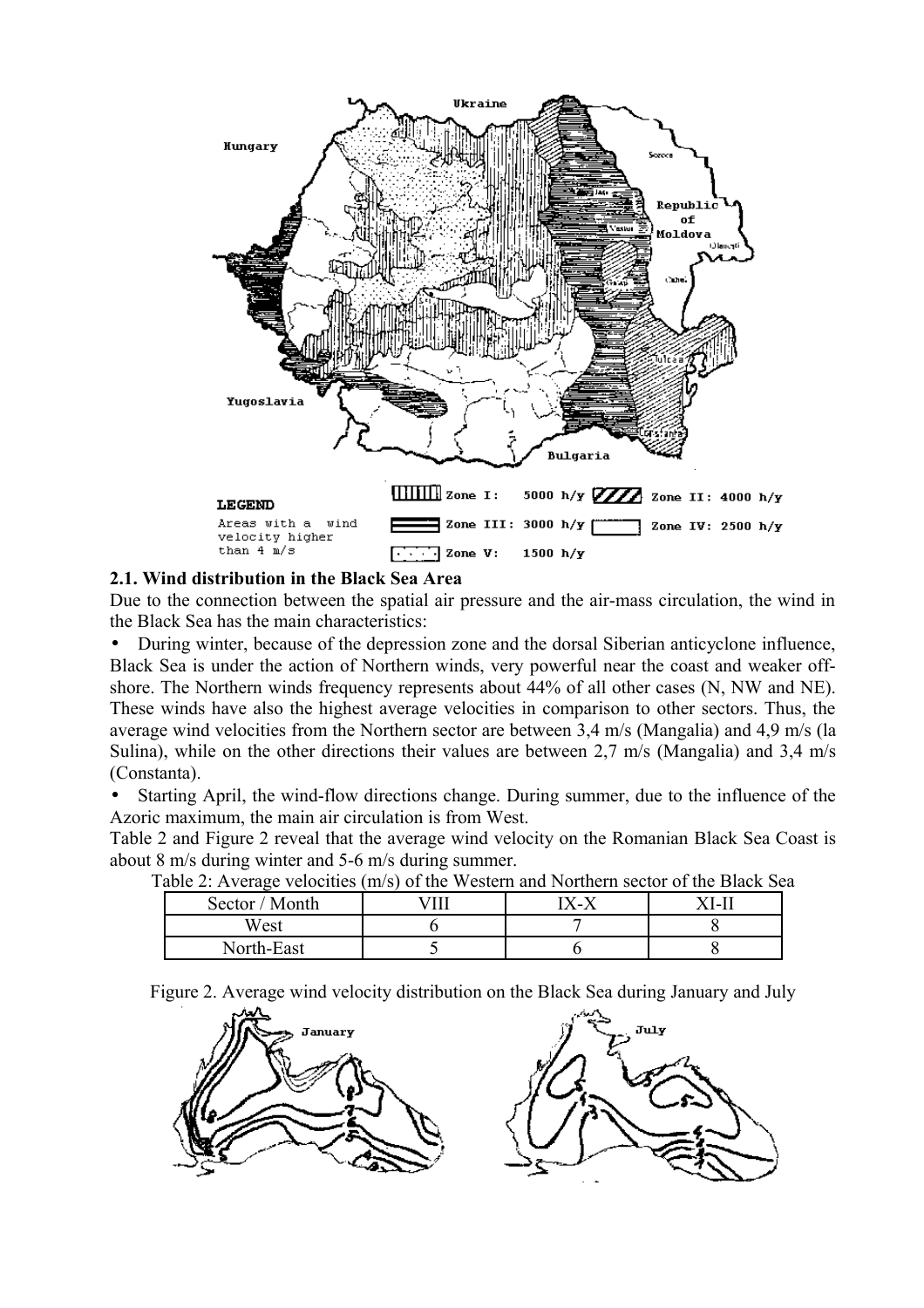LEGEND

Areas with a wind velocity higher than 4 m/s

Zone I: 5000 h/y

Zone II: 4000 h/y

Zone III: 3000 h/y

Zone IV: 2500 h/y

Zone V: 1500 h/y

### 2.1. Wind distribution in the Black Sea Area

Due to the connection between the spatial air pressure and the air-mass circulation, the wind in the Black Sea has the main characteristics:

- During winter, because of the depression zone and the dorsal Siberian anticyclone influence, Black Sea is under the action of Northern winds, very powerful near the coast and weaker off-shore. The Northern winds frequency represents about 44% of all other cases (N, NW and NE). These winds have also the highest average velocities in comparison to other sectors. Thus, the average wind velocities from the Northern sector are between 3,4 m/s (Mangalia) and 4,9 m/s (la Sulina), while on the other directions their values are between 2,7 m/s (Mangalia) and 3,4 m/s (Constanta).
- Starting April, the wind-flow directions change. During summer, due to the influence of the Azoric maximum, the main air circulation is from West.

Table 2 and Figure 2 reveal that the average wind velocity on the Romanian Black Sea Coast is about 8 m/s during winter and 5-6 m/s during summer.

Table 2: Average velocities (m/s) of the Western and Northern sector of the Black Sea

| Sector / Month | VIII | IX-X | XI-II |
|---|---|---|---|
| West | 6 | 7 | 8 |
| North-East | 5 | 6 | 8 |

Figure 2. Average wind velocity distribution on the Black Sea during January and July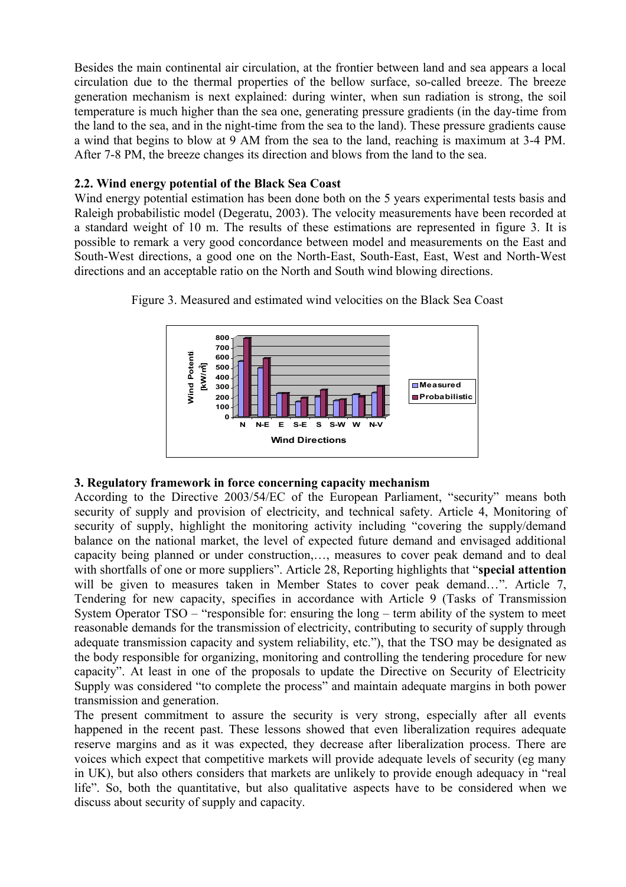Besides the main continental air circulation, at the frontier between land and sea appears a local circulation due to the thermal properties of the bellow surface, so-called breeze. The breeze generation mechanism is next explained: during winter, when sun radiation is strong, the soil temperature is much higher than the sea one, generating pressure gradients (in the day-time from the land to the sea, and in the night-time from the sea to the land). These pressure gradients cause a wind that begins to blow at 9 AM from the sea to the land, reaching is maximum at 3-4 PM. After 7-8 PM, the breeze changes its direction and blows from the land to the sea.

## 2.2. Wind energy potential of the Black Sea Coast

Wind energy potential estimation has been done both on the 5 years experimental tests basis and Raleigh probabilistic model (Degeratu, 2003). The velocity measurements have been recorded at a standard weight of 10 m. The results of these estimations are represented in figure 3. It is possible to remark a very good concordance between model and measurements on the East and South-West directions, a good one on the North-East, South-East, East, West and North-West directions and an acceptable ratio on the North and South wind blowing directions.

Figure 3. Measured and estimated wind velocities on the Black Sea Coast

## 3. Regulatory framework in force concerning capacity mechanism

According to the Directive 2003/54/EC of the European Parliament, "security" means both security of supply and provision of electricity, and technical safety. Article 4, Monitoring of security of supply, highlight the monitoring activity including "covering the supply/demand balance on the national market, the level of expected future demand and envisaged additional capacity being planned or under construction,…, measures to cover peak demand and to deal with shortfalls of one or more suppliers". Article 28, Reporting highlights that "**special attention** will be given to measures taken in Member States to cover peak demand…". Article 7, Tendering for new capacity, specifies in accordance with Article 9 (Tasks of Transmission System Operator TSO – "responsible for: ensuring the long – term ability of the system to meet reasonable demands for the transmission of electricity, contributing to security of supply through adequate transmission capacity and system reliability, etc."), that the TSO may be designated as the body responsible for organizing, monitoring and controlling the tendering procedure for new capacity". At least in one of the proposals to update the Directive on Security of Electricity Supply was considered "to complete the process" and maintain adequate margins in both power transmission and generation.

The present commitment to assure the security is very strong, especially after all events happened in the recent past. These lessons showed that even liberalization requires adequate reserve margins and as it was expected, they decrease after liberalization process. There are voices which expect that competitive markets will provide adequate levels of security (eg many in UK), but also others considers that markets are unlikely to provide enough adequacy in "real life". So, both the quantitative, but also qualitative aspects have to be considered when we discuss about security of supply and capacity.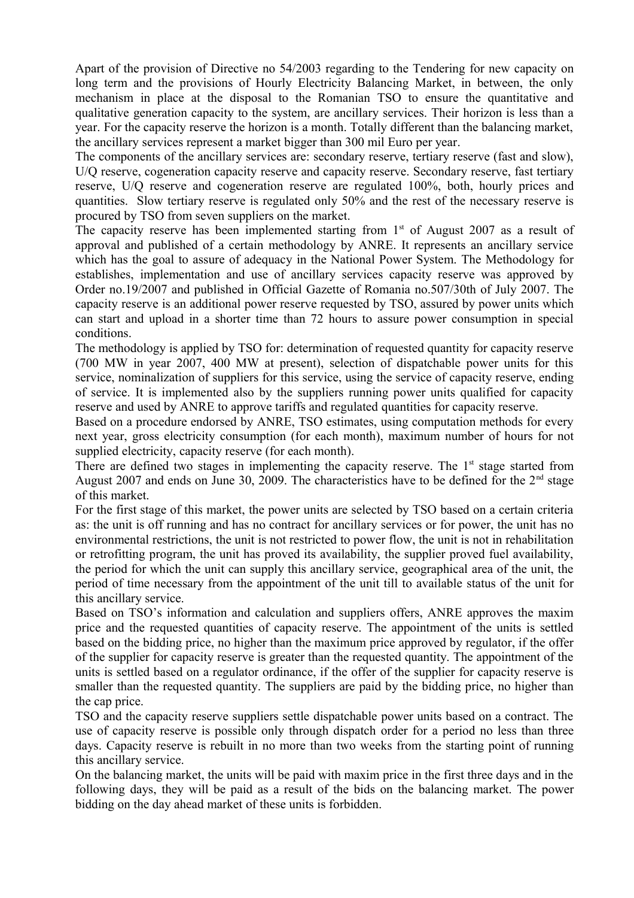Apart of the provision of Directive no 54/2003 regarding to the Tendering for new capacity on long term and the provisions of Hourly Electricity Balancing Market, in between, the only mechanism in place at the disposal to the Romanian TSO to ensure the quantitative and qualitative generation capacity to the system, are ancillary services. Their horizon is less than a year. For the capacity reserve the horizon is a month. Totally different than the balancing market, the ancillary services represent a market bigger than 300 mil Euro per year.

The components of the ancillary services are: secondary reserve, tertiary reserve (fast and slow), U/Q reserve, cogeneration capacity reserve and capacity reserve. Secondary reserve, fast tertiary reserve, U/Q reserve and cogeneration reserve are regulated 100%, both, hourly prices and quantities. Slow tertiary reserve is regulated only 50% and the rest of the necessary reserve is procured by TSO from seven suppliers on the market.

The capacity reserve has been implemented starting from 1st of August 2007 as a result of approval and published of a certain methodology by ANRE. It represents an ancillary service which has the goal to assure of adequacy in the National Power System. The Methodology for establishes, implementation and use of ancillary services capacity reserve was approved by Order no.19/2007 and published in Official Gazette of Romania no.507/30th of July 2007. The capacity reserve is an additional power reserve requested by TSO, assured by power units which can start and upload in a shorter time than 72 hours to assure power consumption in special conditions.

The methodology is applied by TSO for: determination of requested quantity for capacity reserve (700 MW in year 2007, 400 MW at present), selection of dispatchable power units for this service, nominalization of suppliers for this service, using the service of capacity reserve, ending of service. It is implemented also by the suppliers running power units qualified for capacity reserve and used by ANRE to approve tariffs and regulated quantities for capacity reserve.

Based on a procedure endorsed by ANRE, TSO estimates, using computation methods for every next year, gross electricity consumption (for each month), maximum number of hours for not supplied electricity, capacity reserve (for each month).

There are defined two stages in implementing the capacity reserve. The 1st stage started from August 2007 and ends on June 30, 2009. The characteristics have to be defined for the 2nd stage of this market.

For the first stage of this market, the power units are selected by TSO based on a certain criteria as: the unit is off running and has no contract for ancillary services or for power, the unit has no environmental restrictions, the unit is not restricted to power flow, the unit is not in rehabilitation or retrofitting program, the unit has proved its availability, the supplier proved fuel availability, the period for which the unit can supply this ancillary service, geographical area of the unit, the period of time necessary from the appointment of the unit till to available status of the unit for this ancillary service.

Based on TSO's information and calculation and suppliers offers, ANRE approves the maxim price and the requested quantities of capacity reserve. The appointment of the units is settled based on the bidding price, no higher than the maximum price approved by regulator, if the offer of the supplier for capacity reserve is greater than the requested quantity. The appointment of the units is settled based on a regulator ordinance, if the offer of the supplier for capacity reserve is smaller than the requested quantity. The suppliers are paid by the bidding price, no higher than the cap price.

TSO and the capacity reserve suppliers settle dispatchable power units based on a contract. The use of capacity reserve is possible only through dispatch order for a period no less than three days. Capacity reserve is rebuilt in no more than two weeks from the starting point of running this ancillary service.

On the balancing market, the units will be paid with maxim price in the first three days and in the following days, they will be paid as a result of the bids on the balancing market. The power bidding on the day ahead market of these units is forbidden.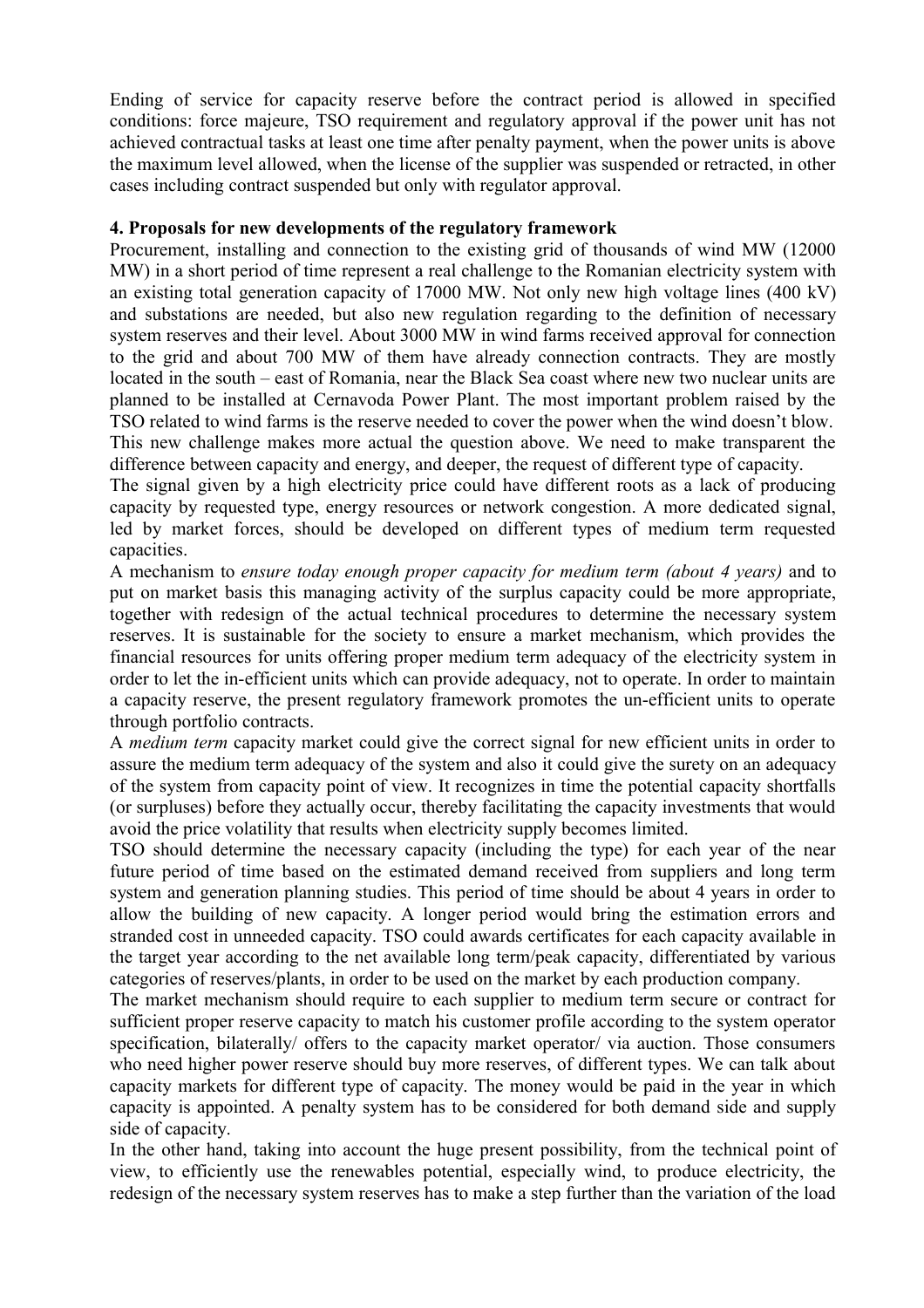Ending of service for capacity reserve before the contract period is allowed in specified conditions: force majeure, TSO requirement and regulatory approval if the power unit has not achieved contractual tasks at least one time after penalty payment, when the power units is above the maximum level allowed, when the license of the supplier was suspended or retracted, in other cases including contract suspended but only with regulator approval.

**4. Proposals for new developments of the regulatory framework**

Procurement, installing and connection to the existing grid of thousands of wind MW (12000 MW) in a short period of time represent a real challenge to the Romanian electricity system with an existing total generation capacity of 17000 MW. Not only new high voltage lines (400 kV) and substations are needed, but also new regulation regarding to the definition of necessary system reserves and their level. About 3000 MW in wind farms received approval for connection to the grid and about 700 MW of them have already connection contracts. They are mostly located in the south – east of Romania, near the Black Sea coast where new two nuclear units are planned to be installed at Cernavoda Power Plant. The most important problem raised by the TSO related to wind farms is the reserve needed to cover the power when the wind doesn't blow. This new challenge makes more actual the question above. We need to make transparent the difference between capacity and energy, and deeper, the request of different type of capacity.

The signal given by a high electricity price could have different roots as a lack of producing capacity by requested type, energy resources or network congestion. A more dedicated signal, led by market forces, should be developed on different types of medium term requested capacities.

A mechanism to *ensure today enough proper capacity for medium term (about 4 years)* and to put on market basis this managing activity of the surplus capacity could be more appropriate, together with redesign of the actual technical procedures to determine the necessary system reserves. It is sustainable for the society to ensure a market mechanism, which provides the financial resources for units offering proper medium term adequacy of the electricity system in order to let the in-efficient units which can provide adequacy, not to operate. In order to maintain a capacity reserve, the present regulatory framework promotes the un-efficient units to operate through portfolio contracts.

A *medium term* capacity market could give the correct signal for new efficient units in order to assure the medium term adequacy of the system and also it could give the surety on an adequacy of the system from capacity point of view. It recognizes in time the potential capacity shortfalls (or surpluses) before they actually occur, thereby facilitating the capacity investments that would avoid the price volatility that results when electricity supply becomes limited.

TSO should determine the necessary capacity (including the type) for each year of the near future period of time based on the estimated demand received from suppliers and long term system and generation planning studies. This period of time should be about 4 years in order to allow the building of new capacity. A longer period would bring the estimation errors and stranded cost in unneeded capacity. TSO could awards certificates for each capacity available in the target year according to the net available long term/peak capacity, differentiated by various categories of reserves/plants, in order to be used on the market by each production company.

The market mechanism should require to each supplier to medium term secure or contract for sufficient proper reserve capacity to match his customer profile according to the system operator specification, bilaterally/ offers to the capacity market operator/ via auction. Those consumers who need higher power reserve should buy more reserves, of different types. We can talk about capacity markets for different type of capacity. The money would be paid in the year in which capacity is appointed. A penalty system has to be considered for both demand side and supply side of capacity.

In the other hand, taking into account the huge present possibility, from the technical point of view, to efficiently use the renewables potential, especially wind, to produce electricity, the redesign of the necessary system reserves has to make a step further than the variation of the load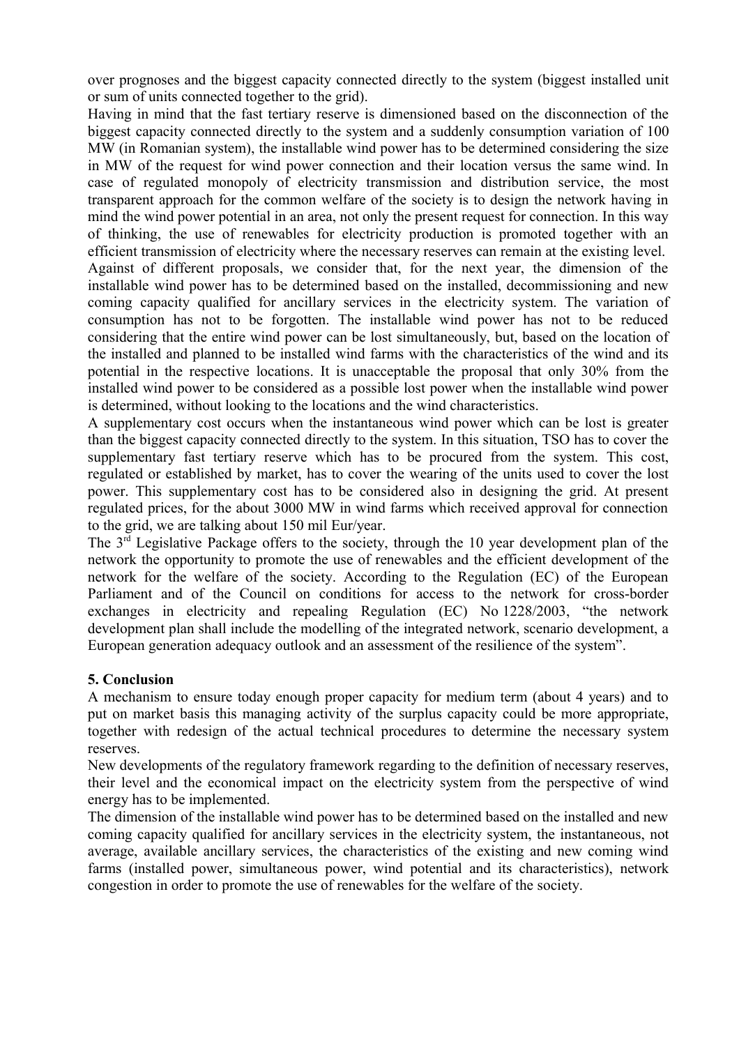over prognoses and the biggest capacity connected directly to the system (biggest installed unit or sum of units connected together to the grid).

Having in mind that the fast tertiary reserve is dimensioned based on the disconnection of the biggest capacity connected directly to the system and a suddenly consumption variation of 100 MW (in Romanian system), the installable wind power has to be determined considering the size in MW of the request for wind power connection and their location versus the same wind. In case of regulated monopoly of electricity transmission and distribution service, the most transparent approach for the common welfare of the society is to design the network having in mind the wind power potential in an area, not only the present request for connection. In this way of thinking, the use of renewables for electricity production is promoted together with an efficient transmission of electricity where the necessary reserves can remain at the existing level.

Against of different proposals, we consider that, for the next year, the dimension of the installable wind power has to be determined based on the installed, decommissioning and new coming capacity qualified for ancillary services in the electricity system. The variation of consumption has not to be forgotten. The installable wind power has not to be reduced considering that the entire wind power can be lost simultaneously, but, based on the location of the installed and planned to be installed wind farms with the characteristics of the wind and its potential in the respective locations. It is unacceptable the proposal that only 30% from the installed wind power to be considered as a possible lost power when the installable wind power is determined, without looking to the locations and the wind characteristics.

A supplementary cost occurs when the instantaneous wind power which can be lost is greater than the biggest capacity connected directly to the system. In this situation, TSO has to cover the supplementary fast tertiary reserve which has to be procured from the system. This cost, regulated or established by market, has to cover the wearing of the units used to cover the lost power. This supplementary cost has to be considered also in designing the grid. At present regulated prices, for the about 3000 MW in wind farms which received approval for connection to the grid, we are talking about 150 mil Eur/year.

The 3rd Legislative Package offers to the society, through the 10 year development plan of the network the opportunity to promote the use of renewables and the efficient development of the network for the welfare of the society. According to the Regulation (EC) of the European Parliament and of the Council on conditions for access to the network for cross-border exchanges in electricity and repealing Regulation (EC) No 1228/2003, "the network development plan shall include the modelling of the integrated network, scenario development, a European generation adequacy outlook and an assessment of the resilience of the system".

## 5. Conclusion

A mechanism to ensure today enough proper capacity for medium term (about 4 years) and to put on market basis this managing activity of the surplus capacity could be more appropriate, together with redesign of the actual technical procedures to determine the necessary system reserves.

New developments of the regulatory framework regarding to the definition of necessary reserves, their level and the economical impact on the electricity system from the perspective of wind energy has to be implemented.

The dimension of the installable wind power has to be determined based on the installed and new coming capacity qualified for ancillary services in the electricity system, the instantaneous, not average, available ancillary services, the characteristics of the existing and new coming wind farms (installed power, simultaneous power, wind potential and its characteristics), network congestion in order to promote the use of renewables for the welfare of the society.